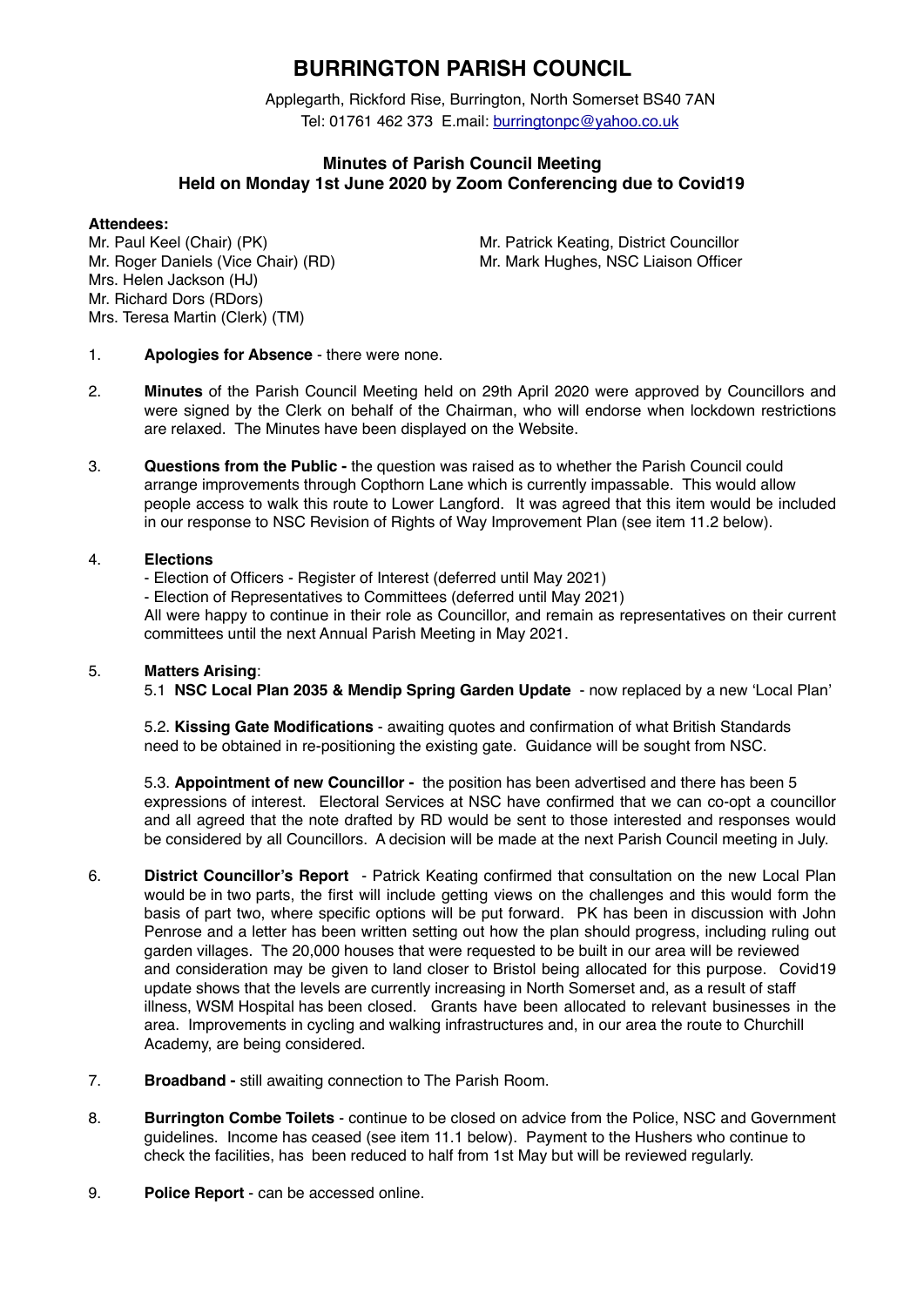# BURRINGTON PARISH COUNCIL

Applegarth, Rickford Rise, Burrington, North Somerset BS40 7AN
Tel: 01761 462 373 E.mail: burringtonpc@yahoo.co.uk

## Minutes of Parish Council Meeting
## Held on Monday 1st June 2020 by Zoom Conferencing due to Covid19

**Attendees:**

Mr. Paul Keel (Chair) (PK)
Mr. Roger Daniels (Vice Chair) (RD)
Mrs. Helen Jackson (HJ)
Mr. Richard Dors (RDors)
Mrs. Teresa Martin (Clerk) (TM)

Mr. Patrick Keating, District Councillor
Mr. Mark Hughes, NSC Liaison Officer

1. **Apologies for Absence** - there were none.

2. **Minutes** of the Parish Council Meeting held on 29th April 2020 were approved by Councillors and were signed by the Clerk on behalf of the Chairman, who will endorse when lockdown restrictions are relaxed. The Minutes have been displayed on the Website.

3. **Questions from the Public -** the question was raised as to whether the Parish Council could arrange improvements through Copthorn Lane which is currently impassable. This would allow people access to walk this route to Lower Langford. It was agreed that this item would be included in our response to NSC Revision of Rights of Way Improvement Plan (see item 11.2 below).

4. **Elections**
   - Election of Officers - Register of Interest (deferred until May 2021)
   - Election of Representatives to Committees (deferred until May 2021)

   All were happy to continue in their role as Councillor, and remain as representatives on their current committees until the next Annual Parish Meeting in May 2021.

5. **Matters Arising**:

   5.1 **NSC Local Plan 2035 & Mendip Spring Garden Update** - now replaced by a new 'Local Plan'

   5.2. **Kissing Gate Modifications** - awaiting quotes and confirmation of what British Standards need to be obtained in re-positioning the existing gate. Guidance will be sought from NSC.

   5.3. **Appointment of new Councillor -** the position has been advertised and there has been 5 expressions of interest. Electoral Services at NSC have confirmed that we can co-opt a councillor and all agreed that the note drafted by RD would be sent to those interested and responses would be considered by all Councillors. A decision will be made at the next Parish Council meeting in July.

6. **District Councillor's Report** - Patrick Keating confirmed that consultation on the new Local Plan would be in two parts, the first will include getting views on the challenges and this would form the basis of part two, where specific options will be put forward. PK has been in discussion with John Penrose and a letter has been written setting out how the plan should progress, including ruling out garden villages. The 20,000 houses that were requested to be built in our area will be reviewed and consideration may be given to land closer to Bristol being allocated for this purpose. Covid19 update shows that the levels are currently increasing in North Somerset and, as a result of staff illness, WSM Hospital has been closed. Grants have been allocated to relevant businesses in the area. Improvements in cycling and walking infrastructures and, in our area the route to Churchill Academy, are being considered.

7. **Broadband -** still awaiting connection to The Parish Room.

8. **Burrington Combe Toilets** - continue to be closed on advice from the Police, NSC and Government guidelines. Income has ceased (see item 11.1 below). Payment to the Hushers who continue to check the facilities, has been reduced to half from 1st May but will be reviewed regularly.

9. **Police Report** - can be accessed online.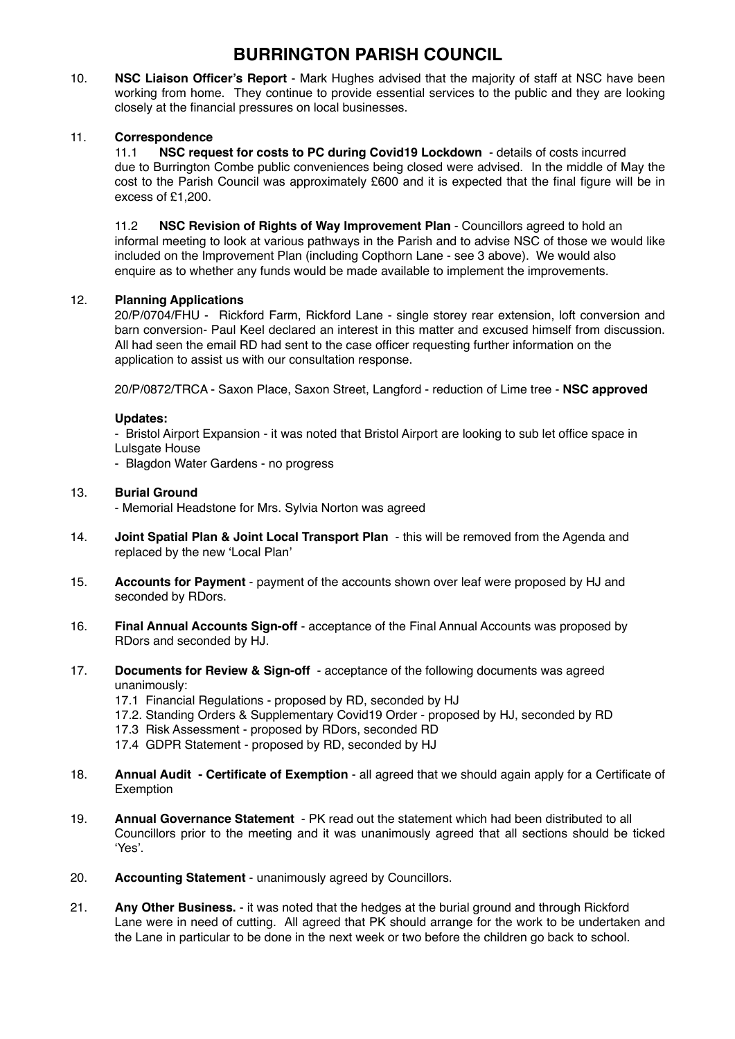# BURRINGTON PARISH COUNCIL

10. **NSC Liaison Officer's Report** - Mark Hughes advised that the majority of staff at NSC have been working from home. They continue to provide essential services to the public and they are looking closely at the financial pressures on local businesses.

11. **Correspondence**

    11.1 **NSC request for costs to PC during Covid19 Lockdown** - details of costs incurred due to Burrington Combe public conveniences being closed were advised. In the middle of May the cost to the Parish Council was approximately £600 and it is expected that the final figure will be in excess of £1,200.

    11.2 **NSC Revision of Rights of Way Improvement Plan** - Councillors agreed to hold an informal meeting to look at various pathways in the Parish and to advise NSC of those we would like included on the Improvement Plan (including Copthorn Lane - see 3 above). We would also enquire as to whether any funds would be made available to implement the improvements.

12. **Planning Applications**

    20/P/0704/FHU - Rickford Farm, Rickford Lane - single storey rear extension, loft conversion and barn conversion- Paul Keel declared an interest in this matter and excused himself from discussion. All had seen the email RD had sent to the case officer requesting further information on the application to assist us with our consultation response.

    20/P/0872/TRCA - Saxon Place, Saxon Street, Langford - reduction of Lime tree - **NSC approved**

    **Updates:**

    - Bristol Airport Expansion - it was noted that Bristol Airport are looking to sub let office space in Lulsgate House
    - Blagdon Water Gardens - no progress

13. **Burial Ground**

    - Memorial Headstone for Mrs. Sylvia Norton was agreed

14. **Joint Spatial Plan & Joint Local Transport Plan** - this will be removed from the Agenda and replaced by the new 'Local Plan'

15. **Accounts for Payment** - payment of the accounts shown over leaf were proposed by HJ and seconded by RDors.

16. **Final Annual Accounts Sign-off** - acceptance of the Final Annual Accounts was proposed by RDors and seconded by HJ.

17. **Documents for Review & Sign-off** - acceptance of the following documents was agreed unanimously:

    17.1 Financial Regulations - proposed by RD, seconded by HJ
    17.2. Standing Orders & Supplementary Covid19 Order - proposed by HJ, seconded by RD
    17.3 Risk Assessment - proposed by RDors, seconded RD
    17.4 GDPR Statement - proposed by RD, seconded by HJ

18. **Annual Audit - Certificate of Exemption** - all agreed that we should again apply for a Certificate of Exemption

19. **Annual Governance Statement** - PK read out the statement which had been distributed to all Councillors prior to the meeting and it was unanimously agreed that all sections should be ticked 'Yes'.

20. **Accounting Statement** - unanimously agreed by Councillors.

21. **Any Other Business.** - it was noted that the hedges at the burial ground and through Rickford Lane were in need of cutting. All agreed that PK should arrange for the work to be undertaken and the Lane in particular to be done in the next week or two before the children go back to school.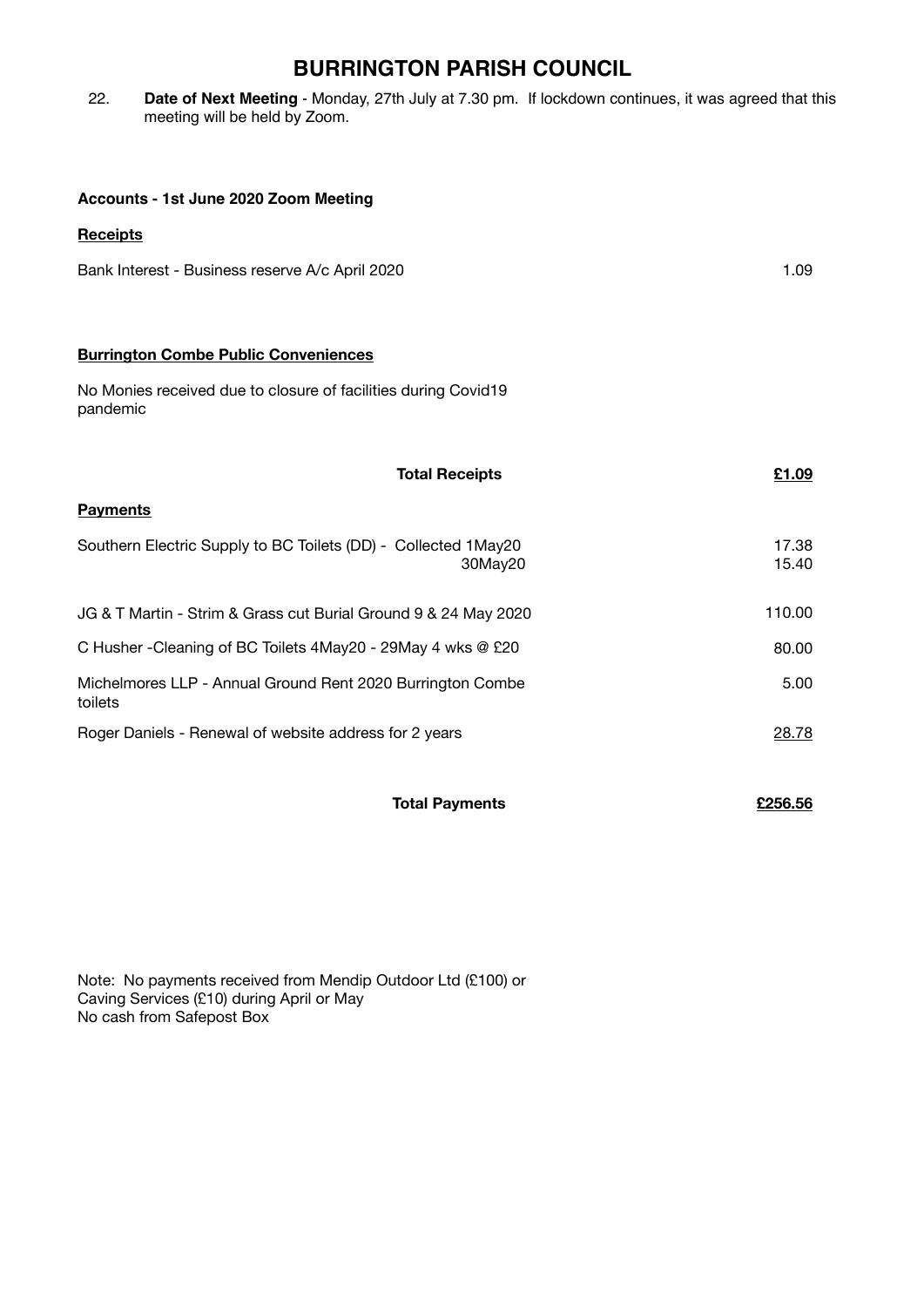# BURRINGTON PARISH COUNCIL

22. **Date of Next Meeting** - Monday, 27th July at 7.30 pm. If lockdown continues, it was agreed that this meeting will be held by Zoom.

**Accounts - 1st June 2020 Zoom Meeting**

**Receipts**

| | |
|---|---|
| Bank Interest - Business reserve A/c April 2020 | 1.09 |

**Burrington Combe Public Conveniences**

No Monies received due to closure of facilities during Covid19 pandemic

| | |
|---|---|
| **Total Receipts** | **£1.09** |

**Payments**

| | |
|---|---|
| Southern Electric Supply to BC Toilets (DD) - Collected 1May20 | 17.38 |
| 30May20 | 15.40 |
| JG & T Martin - Strim & Grass cut Burial Ground 9 & 24 May 2020 | 110.00 |
| C Husher -Cleaning of BC Toilets 4May20 - 29May 4 wks @ £20 | 80.00 |
| Michelmores LLP - Annual Ground Rent 2020 Burrington Combe toilets | 5.00 |
| Roger Daniels - Renewal of website address for 2 years | 28.78 |
| **Total Payments** | **£256.56** |

Note: No payments received from Mendip Outdoor Ltd (£100) or Caving Services (£10) during April or May
No cash from Safepost Box